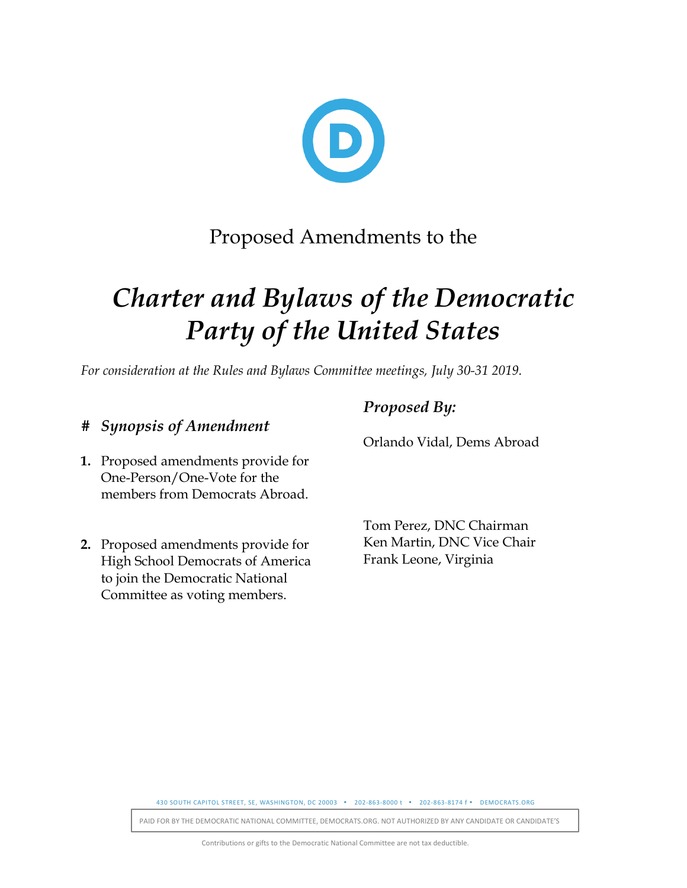Proposed Amendments to the

# *Charter and Bylaws of the Democratic Party of the United States*

*For consideration at the Rules and Bylaws Committee meetings, July 30-31 2019.*

| # | *Synopsis of Amendment* | *Proposed By:* |
|---|---|---|
| **1.** | Proposed amendments provide for One-Person/One-Vote for the members from Democrats Abroad. | Orlando Vidal, Dems Abroad |
| **2.** | Proposed amendments provide for High School Democrats of America to join the Democratic National Committee as voting members. | Tom Perez, DNC Chairman<br>Ken Martin, DNC Vice Chair<br>Frank Leone, Virginia |

430 SOUTH CAPITOL STREET, SE, WASHINGTON, DC 20003 • 202-863-8000 t • 202-863-8174 f • DEMOCRATS.ORG

PAID FOR BY THE DEMOCRATIC NATIONAL COMMITTEE, DEMOCRATS.ORG. NOT AUTHORIZED BY ANY CANDIDATE OR CANDIDATE'S

Contributions or gifts to the Democratic National Committee are not tax deductible.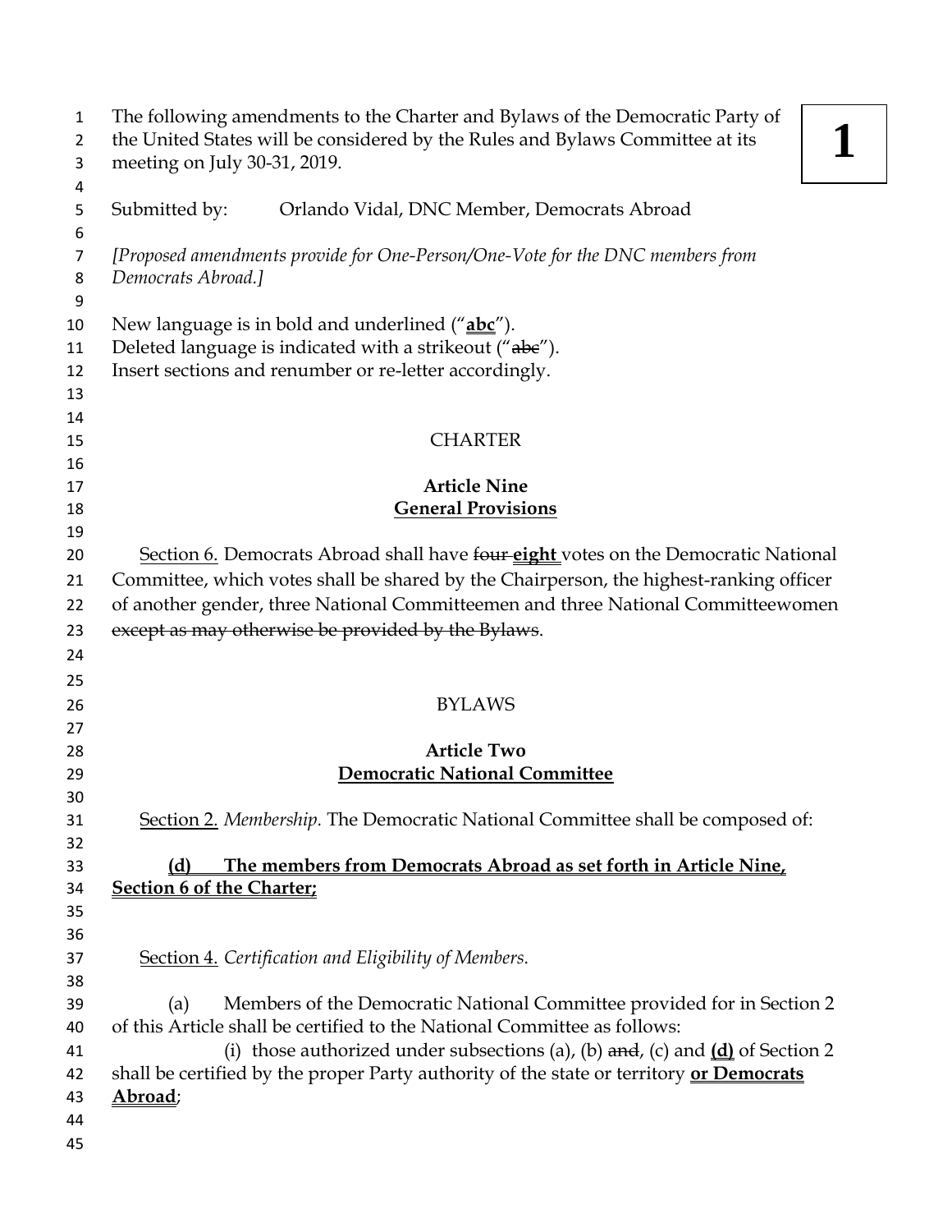The following amendments to the Charter and Bylaws of the Democratic Party of the United States will be considered by the Rules and Bylaws Committee at its meeting on July 30-31, 2019.

**1**

Submitted by: Orlando Vidal, DNC Member, Democrats Abroad

*[Proposed amendments provide for One-Person/One-Vote for the DNC members from Democrats Abroad.]*

New language is in bold and underlined ("**<u>abc</u>**").
Deleted language is indicated with a strikeout ("~~abc~~").
Insert sections and renumber or re-letter accordingly.

CHARTER

**Article Nine**
**<u>General Provisions</u>**

<u>Section 6.</u> Democrats Abroad shall have ~~four~~ **<u>eight</u>** votes on the Democratic National Committee, which votes shall be shared by the Chairperson, the highest-ranking officer of another gender, three National Committeemen and three National Committeewomen ~~except as may otherwise be provided by the Bylaws~~.

BYLAWS

**Article Two**
**<u>Democratic National Committee</u>**

<u>Section 2.</u> *Membership.* The Democratic National Committee shall be composed of:

**<u>(d) The members from Democrats Abroad as set forth in Article Nine, Section 6 of the Charter;</u>**

<u>Section 4.</u> *Certification and Eligibility of Members.*

(a) Members of the Democratic National Committee provided for in Section 2 of this Article shall be certified to the National Committee as follows:

(i) those authorized under subsections (a), (b) ~~and~~, (c) and **<u>(d)</u>** of Section 2 shall be certified by the proper Party authority of the state or territory **<u>or Democrats Abroad</u>**;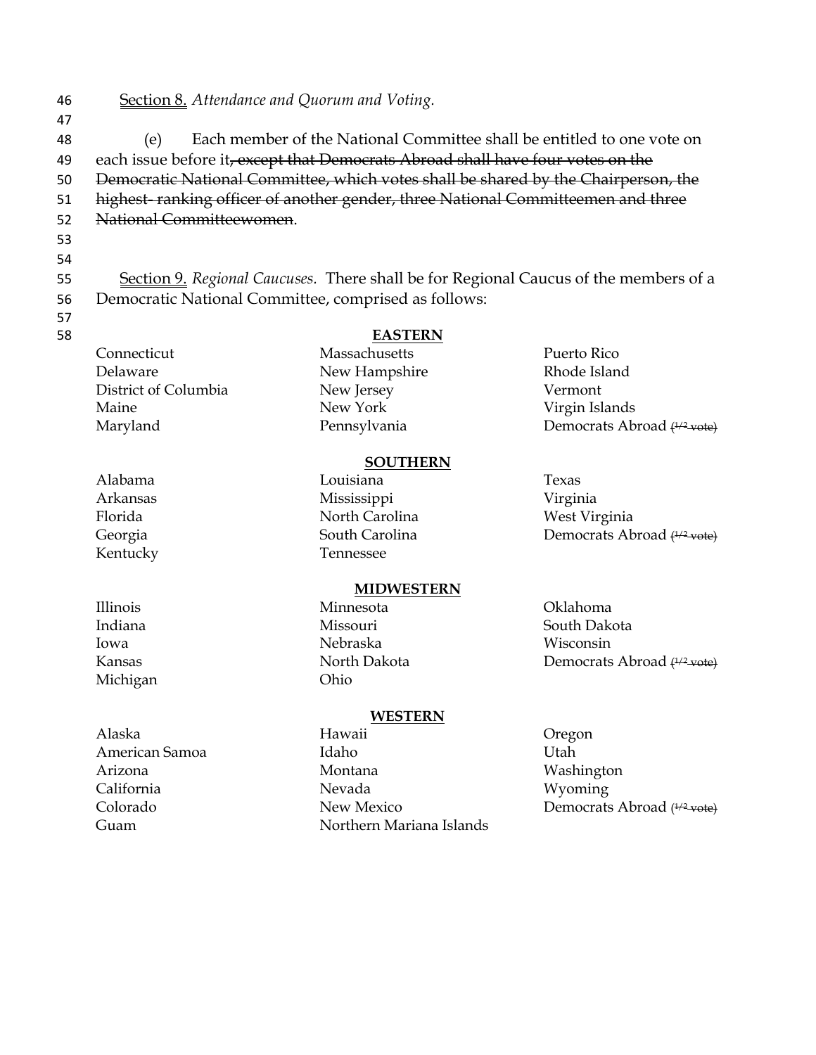Section 8. *Attendance and Quorum and Voting.*

(e) Each member of the National Committee shall be entitled to one vote on each issue before it~~, except that Democrats Abroad shall have four votes on the Democratic National Committee, which votes shall be shared by the Chairperson, the highest- ranking officer of another gender, three National Committeemen and three National Committeewomen~~.

Section 9. *Regional Caucuses.* There shall be for Regional Caucus of the members of a Democratic National Committee, comprised as follows:

**EASTERN**

| | | |
|---|---|---|
| Connecticut | Massachusetts | Puerto Rico |
| Delaware | New Hampshire | Rhode Island |
| District of Columbia | New Jersey | Vermont |
| Maine | New York | Virgin Islands |
| Maryland | Pennsylvania | Democrats Abroad ~~(1/2 vote)~~ |

**SOUTHERN**

| | | |
|---|---|---|
| Alabama | Louisiana | Texas |
| Arkansas | Mississippi | Virginia |
| Florida | North Carolina | West Virginia |
| Georgia | South Carolina | Democrats Abroad ~~(1/2 vote)~~ |
| Kentucky | Tennessee | |

**MIDWESTERN**

| | | |
|---|---|---|
| Illinois | Minnesota | Oklahoma |
| Indiana | Missouri | South Dakota |
| Iowa | Nebraska | Wisconsin |
| Kansas | North Dakota | Democrats Abroad ~~(1/2 vote)~~ |
| Michigan | Ohio | |

**WESTERN**

| | | |
|---|---|---|
| Alaska | Hawaii | Oregon |
| American Samoa | Idaho | Utah |
| Arizona | Montana | Washington |
| California | Nevada | Wyoming |
| Colorado | New Mexico | Democrats Abroad ~~(1/2 vote)~~ |
| Guam | Northern Mariana Islands | |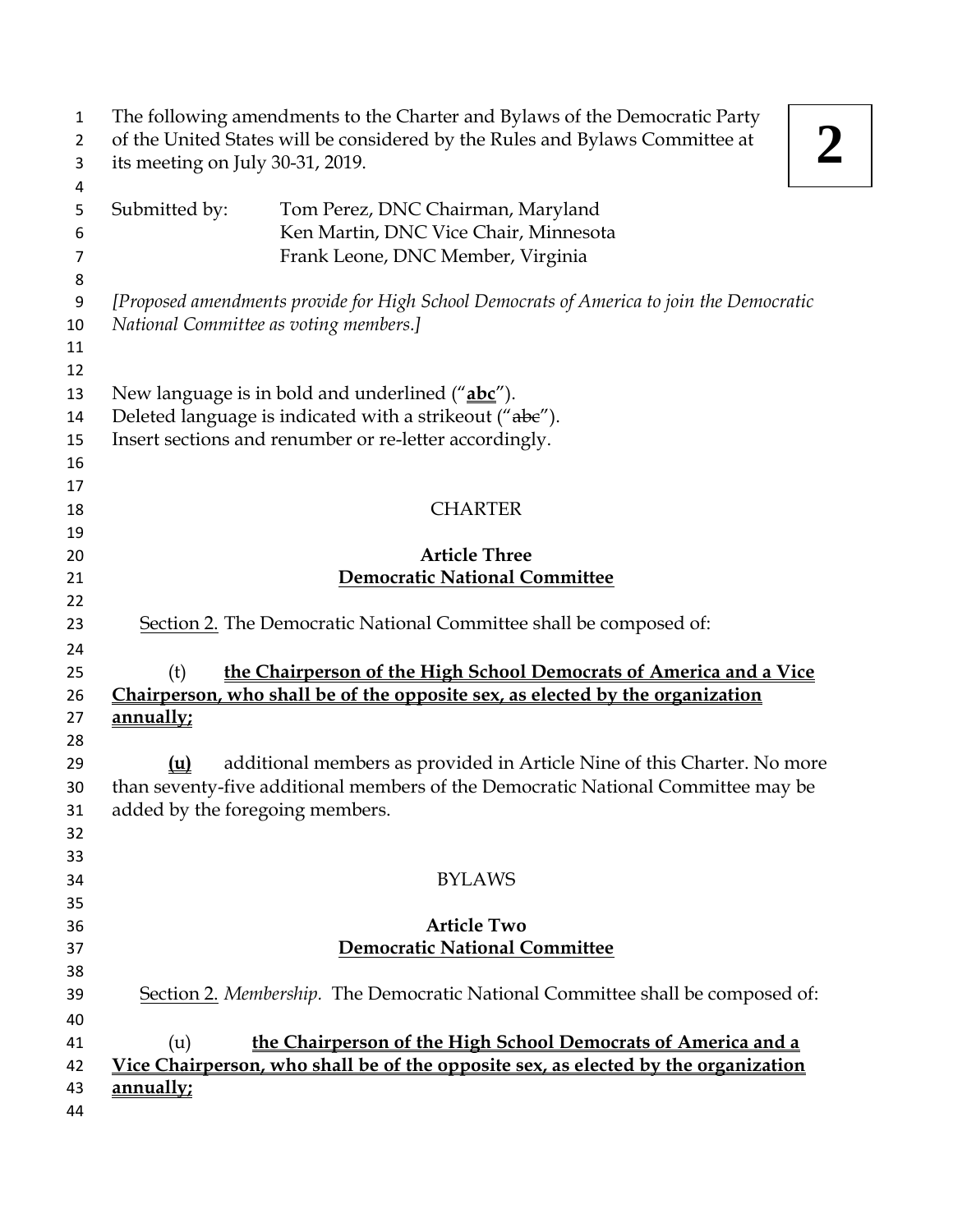The following amendments to the Charter and Bylaws of the Democratic Party of the United States will be considered by the Rules and Bylaws Committee at its meeting on July 30-31, 2019.

**2**

Submitted by: Tom Perez, DNC Chairman, Maryland
Ken Martin, DNC Vice Chair, Minnesota
Frank Leone, DNC Member, Virginia

*[Proposed amendments provide for High School Democrats of America to join the Democratic National Committee as voting members.]*

New language is in bold and underlined ("**<u>abc</u>**").
Deleted language is indicated with a strikeout ("~~abc~~").
Insert sections and renumber or re-letter accordingly.

# CHARTER

## Article Three
## <u>Democratic National Committee</u>

<u>Section 2.</u> The Democratic National Committee shall be composed of:

(t) **<u>the Chairperson of the High School Democrats of America and a Vice Chairperson, who shall be of the opposite sex, as elected by the organization annually;</u>**

**<u>(u)</u>** additional members as provided in Article Nine of this Charter. No more than seventy-five additional members of the Democratic National Committee may be added by the foregoing members.

# BYLAWS

## Article Two
## <u>Democratic National Committee</u>

<u>Section 2.</u> *Membership.* The Democratic National Committee shall be composed of:

(u) **<u>the Chairperson of the High School Democrats of America and a Vice Chairperson, who shall be of the opposite sex, as elected by the organization annually;</u>**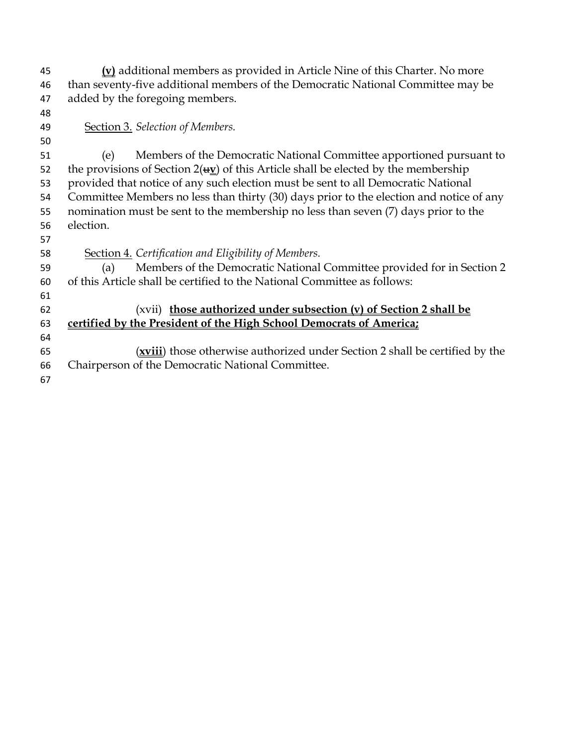**(v)** additional members as provided in Article Nine of this Charter. No more than seventy-five additional members of the Democratic National Committee may be added by the foregoing members.

Section 3. *Selection of Members.*

(e) Members of the Democratic National Committee apportioned pursuant to the provisions of Section 2(~~u~~**v**) of this Article shall be elected by the membership provided that notice of any such election must be sent to all Democratic National Committee Members no less than thirty (30) days prior to the election and notice of any nomination must be sent to the membership no less than seven (7) days prior to the election.

Section 4. *Certification and Eligibility of Members.*

(a) Members of the Democratic National Committee provided for in Section 2 of this Article shall be certified to the National Committee as follows:

(xvii) **those authorized under subsection (v) of Section 2 shall be certified by the President of the High School Democrats of America;**

(**xviii**) those otherwise authorized under Section 2 shall be certified by the Chairperson of the Democratic National Committee.